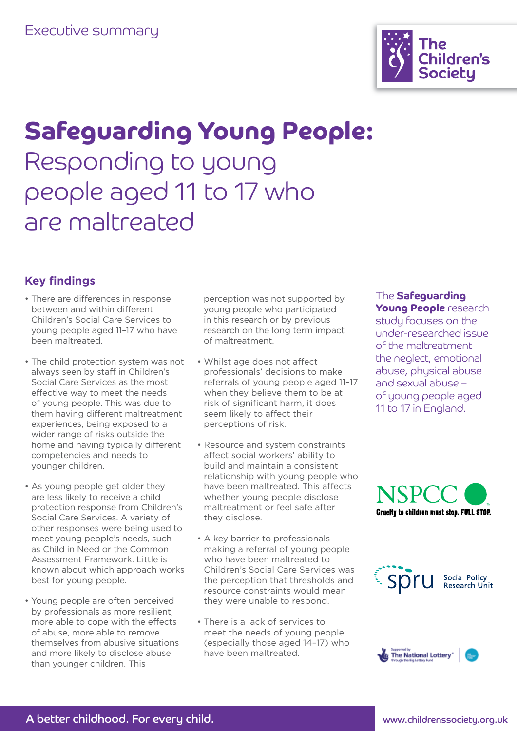Executive summary

# Safeguarding Young People: Responding to young people aged 11 to 17 who are maltreated

## Key findings

- There are differences in response between and within different Children's Social Care Services to young people aged 11–17 who have been maltreated.
- The child protection system was not always seen by staff in Children's Social Care Services as the most effective way to meet the needs of young people. This was due to them having different maltreatment experiences, being exposed to a wider range of risks outside the home and having typically different competencies and needs to younger children.
- As young people get older they are less likely to receive a child protection response from Children's Social Care Services. A variety of other responses were being used to meet young people's needs, such as Child in Need or the Common Assessment Framework. Little is known about which approach works best for young people.
- Young people are often perceived by professionals as more resilient, more able to cope with the effects of abuse, more able to remove themselves from abusive situations and more likely to disclose abuse than younger children. This perception was not supported by young people who participated in this research or by previous research on the long term impact of maltreatment.
- Whilst age does not affect professionals' decisions to make referrals of young people aged 11–17 when they believe them to be at risk of significant harm, it does seem likely to affect their perceptions of risk.
- Resource and system constraints affect social workers' ability to build and maintain a consistent relationship with young people who have been maltreated. This affects whether young people disclose maltreatment or feel safe after they disclose.
- A key barrier to professionals making a referral of young people who have been maltreated to Children's Social Care Services was the perception that thresholds and resource constraints would mean they were unable to respond.
- There is a lack of services to meet the needs of young people (especially those aged 14–17) who have been maltreated.

The **Safeguarding Young People** research study focuses on the under-researched issue of the maltreatment – the neglect, emotional abuse, physical abuse and sexual abuse – of young people aged 11 to 17 in England.

NSPCC
Cruelty to children must stop. FULL STOP.

spru | Social Policy Research Unit

Supported by The National Lottery through the Big Lottery Fund

A better childhood. For every child.

www.childrenssociety.org.uk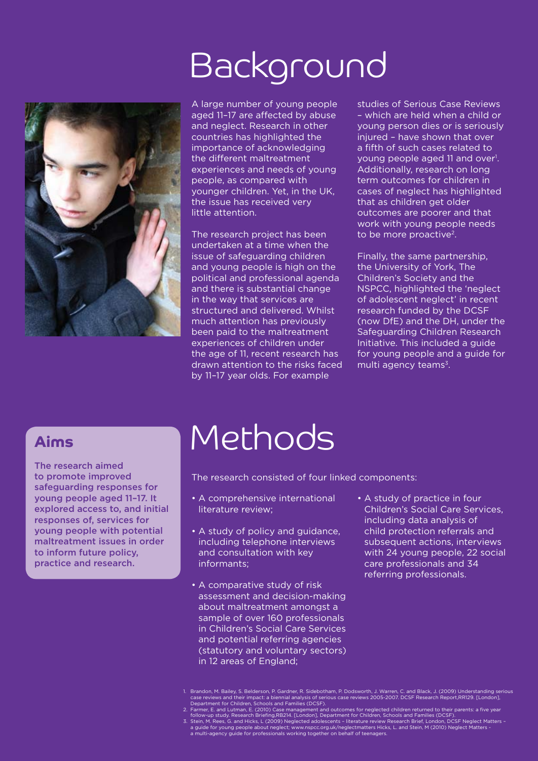# Background

A large number of young people aged 11–17 are affected by abuse and neglect. Research in other countries has highlighted the importance of acknowledging the different maltreatment experiences and needs of young people, as compared with younger children. Yet, in the UK, the issue has received very little attention.

The research project has been undertaken at a time when the issue of safeguarding children and young people is high on the political and professional agenda and there is substantial change in the way that services are structured and delivered. Whilst much attention has previously been paid to the maltreatment experiences of children under the age of 11, recent research has drawn attention to the risks faced by 11–17 year olds. For example studies of Serious Case Reviews – which are held when a child or young person dies or is seriously injured – have shown that over a fifth of such cases related to young people aged 11 and over[1]. Additionally, research on long term outcomes for children in cases of neglect has highlighted that as children get older outcomes are poorer and that work with young people needs to be more proactive[2].

Finally, the same partnership, the University of York, The Children's Society and the NSPCC, highlighted the 'neglect of adolescent neglect' in recent research funded by the DCSF (now DfE) and the DH, under the Safeguarding Children Research Initiative. This included a guide for young people and a guide for multi agency teams[3].

## Aims

**The research aimed to promote improved safeguarding responses for young people aged 11–17. It explored access to, and initial responses of, services for young people with potential maltreatment issues in order to inform future policy, practice and research.**

# Methods

The research consisted of four linked components:

- A comprehensive international literature review;
- A study of policy and guidance, including telephone interviews and consultation with key informants;
- A comparative study of risk assessment and decision-making about maltreatment amongst a sample of over 160 professionals in Children's Social Care Services and potential referring agencies (statutory and voluntary sectors) in 12 areas of England;
- A study of practice in four Children's Social Care Services, including data analysis of child protection referrals and subsequent actions, interviews with 24 young people, 22 social care professionals and 34 referring professionals.

1. Brandon, M. Bailey, S. Belderson, P. Gardner, R. Sidebotham, P. Dodsworth, J. Warren, C. and Black, J. (2009) Understanding serious case reviews and their impact: a biennial analysis of serious case reviews 2005-2007. DCSF Research Report,RR129. [London], Department for Children, Schools and Families (DCSF).
2. Farmer, E. and Lutman, E. (2010) Case management and outcomes for neglected children returned to their parents: a five year follow-up study. Research Briefing,RB214. [London], Department for Children, Schools and Families (DCSF).
3. Stein, M. Rees, G. and Hicks, L (2009) Neglected adolescents – literature review Research Brief, London, DCSF Neglect Matters – a guide for young people about neglect; www.nspcc.org.uk/neglectmatters Hicks, L. and Stein, M (2010) Neglect Matters - a multi-agency guide for professionals working together on behalf of teenagers.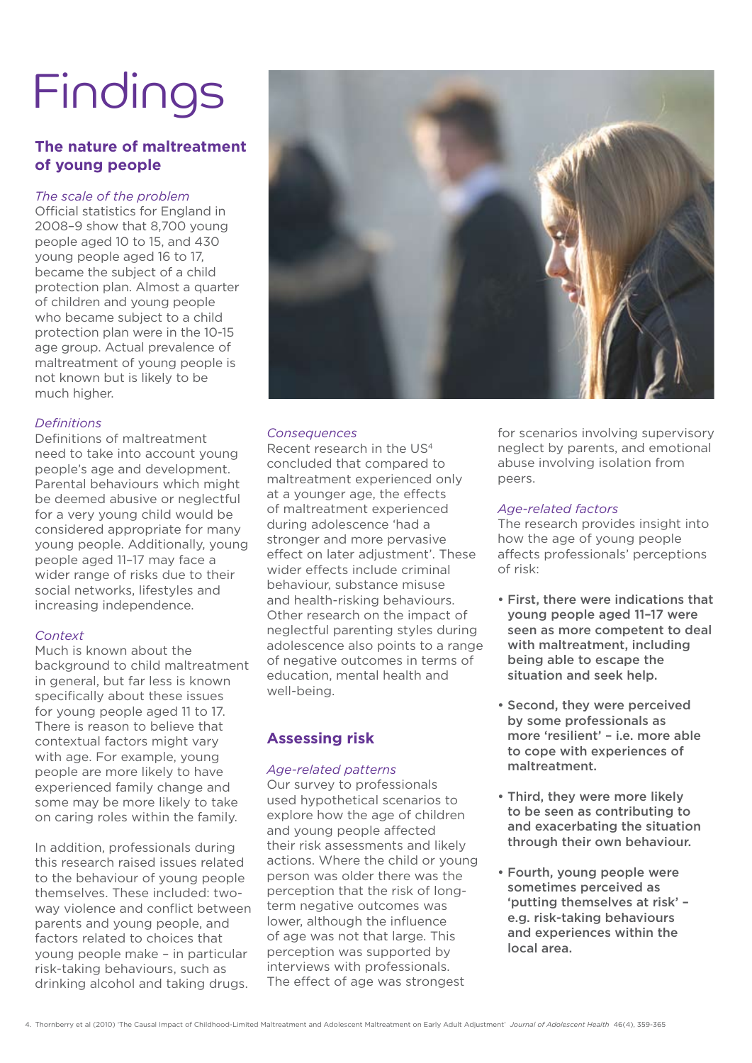# Findings

## The nature of maltreatment of young people

*The scale of the problem*

Official statistics for England in 2008–9 show that 8,700 young people aged 10 to 15, and 430 young people aged 16 to 17, became the subject of a child protection plan. Almost a quarter of children and young people who became subject to a child protection plan were in the 10-15 age group. Actual prevalence of maltreatment of young people is not known but is likely to be much higher.

*Definitions*

Definitions of maltreatment need to take into account young people's age and development. Parental behaviours which might be deemed abusive or neglectful for a very young child would be considered appropriate for many young people. Additionally, young people aged 11–17 may face a wider range of risks due to their social networks, lifestyles and increasing independence.

*Context*

Much is known about the background to child maltreatment in general, but far less is known specifically about these issues for young people aged 11 to 17. There is reason to believe that contextual factors might vary with age. For example, young people are more likely to have experienced family change and some may be more likely to take on caring roles within the family.

In addition, professionals during this research raised issues related to the behaviour of young people themselves. These included: two-way violence and conflict between parents and young people, and factors related to choices that young people make – in particular risk-taking behaviours, such as drinking alcohol and taking drugs.

*Consequences*

Recent research in the US[4] concluded that compared to maltreatment experienced only at a younger age, the effects of maltreatment experienced during adolescence 'had a stronger and more pervasive effect on later adjustment'. These wider effects include criminal behaviour, substance misuse and health-risking behaviours. Other research on the impact of neglectful parenting styles during adolescence also points to a range of negative outcomes in terms of education, mental health and well-being.

## Assessing risk

*Age-related patterns*

Our survey to professionals used hypothetical scenarios to explore how the age of children and young people affected their risk assessments and likely actions. Where the child or young person was older there was the perception that the risk of long-term negative outcomes was lower, although the influence of age was not that large. This perception was supported by interviews with professionals. The effect of age was strongest for scenarios involving supervisory neglect by parents, and emotional abuse involving isolation from peers.

*Age-related factors*

The research provides insight into how the age of young people affects professionals' perceptions of risk:

- **First, there were indications that young people aged 11–17 were seen as more competent to deal with maltreatment, including being able to escape the situation and seek help.**
- **Second, they were perceived by some professionals as more 'resilient' – i.e. more able to cope with experiences of maltreatment.**
- **Third, they were more likely to be seen as contributing to and exacerbating the situation through their own behaviour.**
- **Fourth, young people were sometimes perceived as 'putting themselves at risk' – e.g. risk-taking behaviours and experiences within the local area.**

4. Thornberry et al (2010) 'The Causal Impact of Childhood-Limited Maltreatment and Adolescent Maltreatment on Early Adult Adjustment' *Journal of Adolescent Health* 46(4), 359-365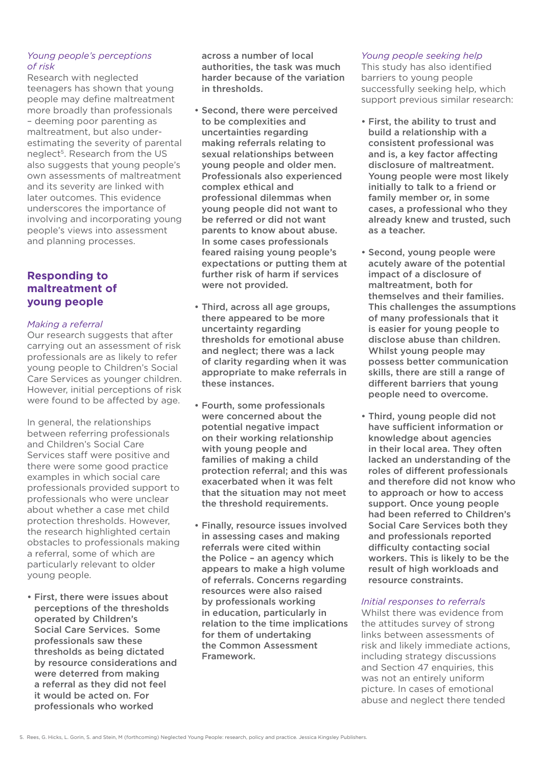*Young people's perceptions of risk*

Research with neglected teenagers has shown that young people may define maltreatment more broadly than professionals – deeming poor parenting as maltreatment, but also under-estimating the severity of parental neglect[5]. Research from the US also suggests that young people's own assessments of maltreatment and its severity are linked with later outcomes. This evidence underscores the importance of involving and incorporating young people's views into assessment and planning processes.

## Responding to maltreatment of young people

*Making a referral*

Our research suggests that after carrying out an assessment of risk professionals are as likely to refer young people to Children's Social Care Services as younger children. However, initial perceptions of risk were found to be affected by age.

In general, the relationships between referring professionals and Children's Social Care Services staff were positive and there were some good practice examples in which social care professionals provided support to professionals who were unclear about whether a case met child protection thresholds. However, the research highlighted certain obstacles to professionals making a referral, some of which are particularly relevant to older young people.

- **First, there were issues about perceptions of the thresholds operated by Children's Social Care Services. Some professionals saw these thresholds as being dictated by resource considerations and were deterred from making a referral as they did not feel it would be acted on. For professionals who worked across a number of local authorities, the task was much harder because of the variation in thresholds.**

- **Second, there were perceived to be complexities and uncertainties regarding making referrals relating to sexual relationships between young people and older men. Professionals also experienced complex ethical and professional dilemmas when young people did not want to be referred or did not want parents to know about abuse. In some cases professionals feared raising young people's expectations or putting them at further risk of harm if services were not provided.**

- **Third, across all age groups, there appeared to be more uncertainty regarding thresholds for emotional abuse and neglect; there was a lack of clarity regarding when it was appropriate to make referrals in these instances.**

- **Fourth, some professionals were concerned about the potential negative impact on their working relationship with young people and families of making a child protection referral; and this was exacerbated when it was felt that the situation may not meet the threshold requirements.**

- **Finally, resource issues involved in assessing cases and making referrals were cited within the Police – an agency which appears to make a high volume of referrals. Concerns regarding resources were also raised by professionals working in education, particularly in relation to the time implications for them of undertaking the Common Assessment Framework.**

*Young people seeking help*

This study has also identified barriers to young people successfully seeking help, which support previous similar research:

- **First, the ability to trust and build a relationship with a consistent professional was and is, a key factor affecting disclosure of maltreatment. Young people were most likely initially to talk to a friend or family member or, in some cases, a professional who they already knew and trusted, such as a teacher.**

- **Second, young people were acutely aware of the potential impact of a disclosure of maltreatment, both for themselves and their families. This challenges the assumptions of many professionals that it is easier for young people to disclose abuse than children. Whilst young people may possess better communication skills, there are still a range of different barriers that young people need to overcome.**

- **Third, young people did not have sufficient information or knowledge about agencies in their local area. They often lacked an understanding of the roles of different professionals and therefore did not know who to approach or how to access support. Once young people had been referred to Children's Social Care Services both they and professionals reported difficulty contacting social workers. This is likely to be the result of high workloads and resource constraints.**

*Initial responses to referrals*

Whilst there was evidence from the attitudes survey of strong links between assessments of risk and likely immediate actions, including strategy discussions and Section 47 enquiries, this was not an entirely uniform picture. In cases of emotional abuse and neglect there tended

5. Rees, G. Hicks, L. Gorin, S. and Stein, M (forthcoming) Neglected Young People: research, policy and practice. Jessica Kingsley Publishers.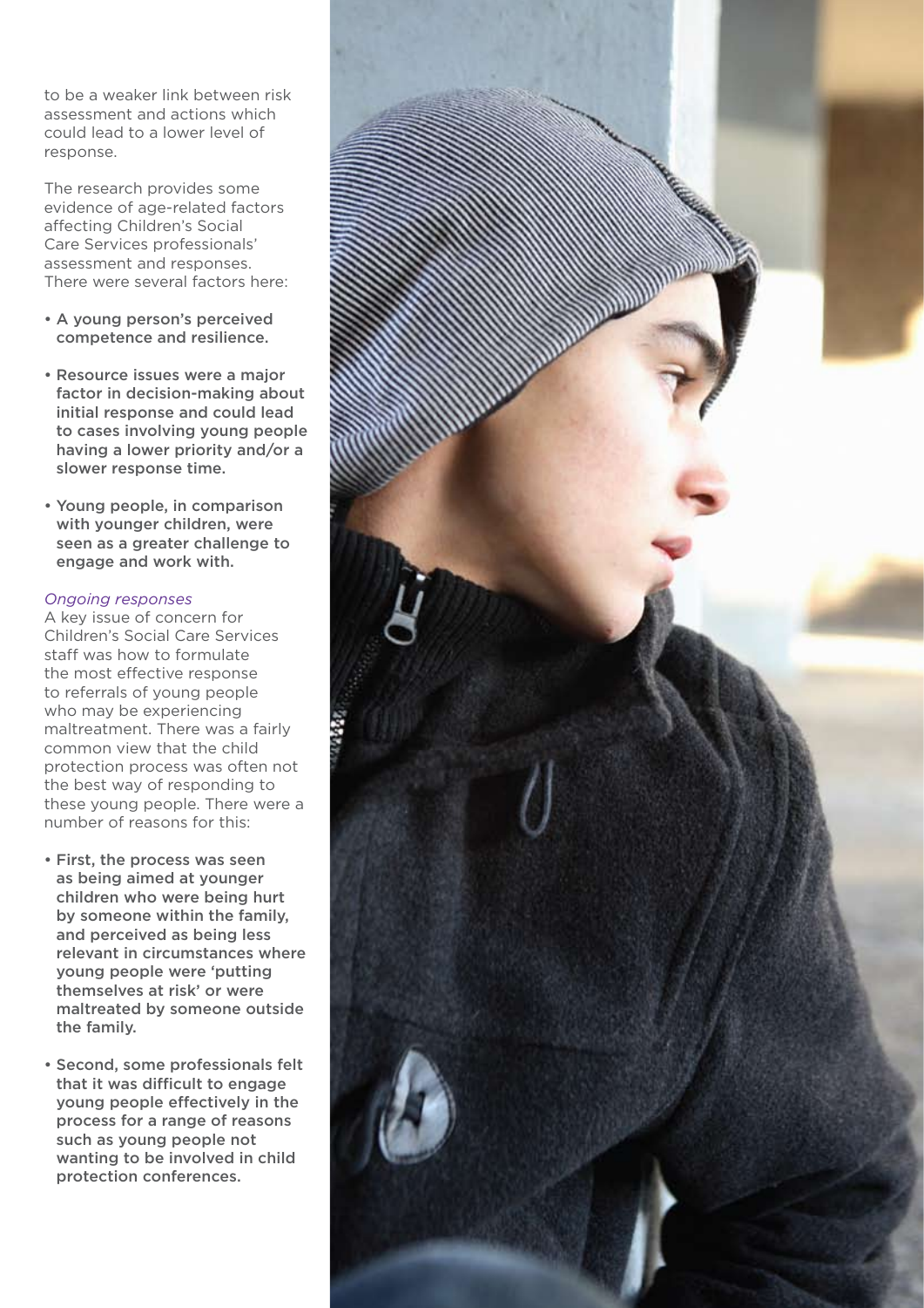to be a weaker link between risk assessment and actions which could lead to a lower level of response.

The research provides some evidence of age-related factors affecting Children's Social Care Services professionals' assessment and responses. There were several factors here:

- **A young person's perceived competence and resilience.**
- **Resource issues were a major factor in decision-making about initial response and could lead to cases involving young people having a lower priority and/or a slower response time.**
- **Young people, in comparison with younger children, were seen as a greater challenge to engage and work with.**

*Ongoing responses*

A key issue of concern for Children's Social Care Services staff was how to formulate the most effective response to referrals of young people who may be experiencing maltreatment. There was a fairly common view that the child protection process was often not the best way of responding to these young people. There were a number of reasons for this:

- **First, the process was seen as being aimed at younger children who were being hurt by someone within the family, and perceived as being less relevant in circumstances where young people were 'putting themselves at risk' or were maltreated by someone outside the family.**
- **Second, some professionals felt that it was difficult to engage young people effectively in the process for a range of reasons such as young people not wanting to be involved in child protection conferences.**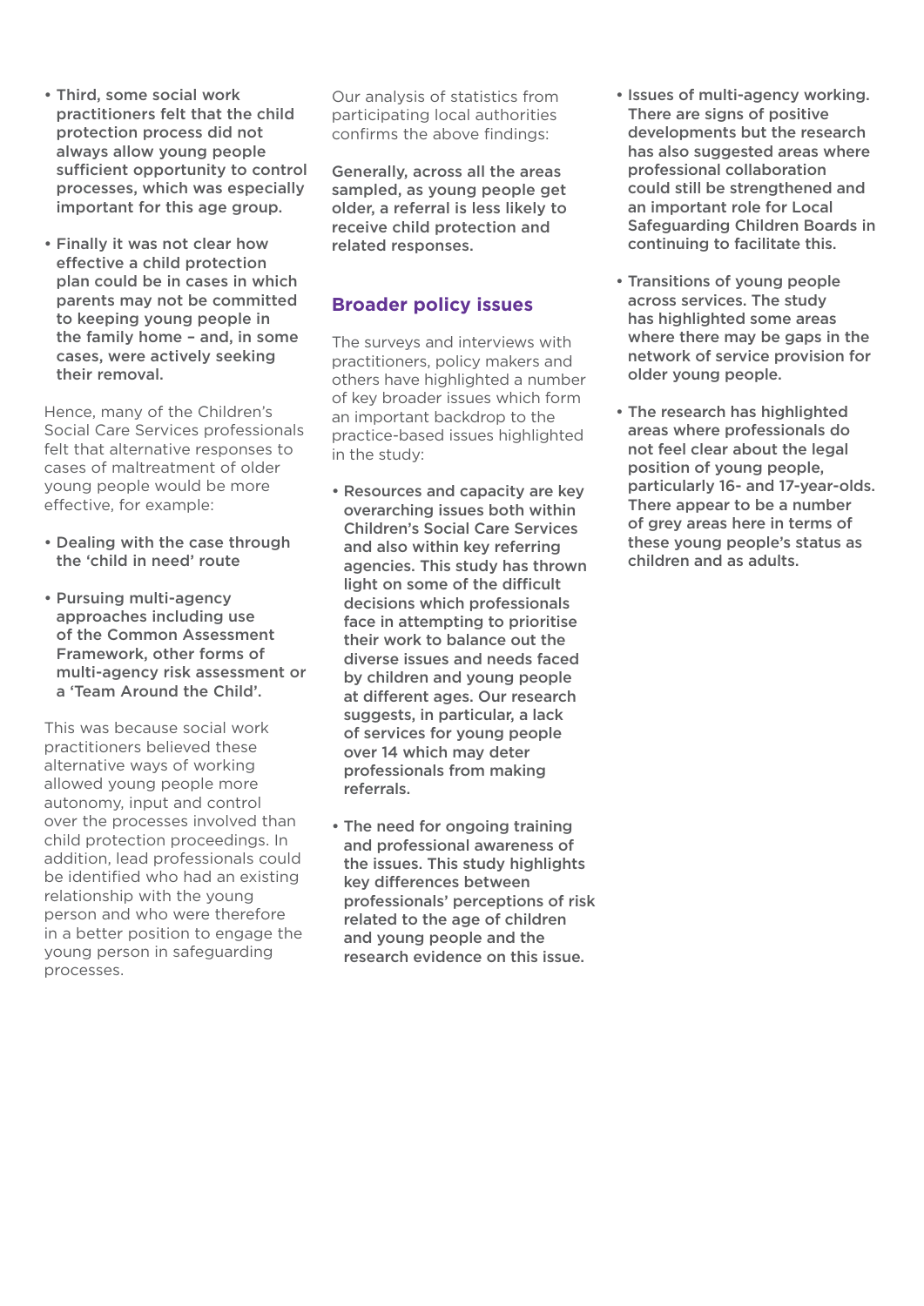- **Third, some social work practitioners felt that the child protection process did not always allow young people sufficient opportunity to control processes, which was especially important for this age group.**

- **Finally it was not clear how effective a child protection plan could be in cases in which parents may not be committed to keeping young people in the family home – and, in some cases, were actively seeking their removal.**

Hence, many of the Children's Social Care Services professionals felt that alternative responses to cases of maltreatment of older young people would be more effective, for example:

- **Dealing with the case through the 'child in need' route**

- **Pursuing multi-agency approaches including use of the Common Assessment Framework, other forms of multi-agency risk assessment or a 'Team Around the Child'.**

This was because social work practitioners believed these alternative ways of working allowed young people more autonomy, input and control over the processes involved than child protection proceedings. In addition, lead professionals could be identified who had an existing relationship with the young person and who were therefore in a better position to engage the young person in safeguarding processes.

Our analysis of statistics from participating local authorities confirms the above findings:

**Generally, across all the areas sampled, as young people get older, a referral is less likely to receive child protection and related responses.**

## Broader policy issues

The surveys and interviews with practitioners, policy makers and others have highlighted a number of key broader issues which form an important backdrop to the practice-based issues highlighted in the study:

- **Resources and capacity are key overarching issues both within Children's Social Care Services and also within key referring agencies. This study has thrown light on some of the difficult decisions which professionals face in attempting to prioritise their work to balance out the diverse issues and needs faced by children and young people at different ages. Our research suggests, in particular, a lack of services for young people over 14 which may deter professionals from making referrals.**

- **The need for ongoing training and professional awareness of the issues. This study highlights key differences between professionals' perceptions of risk related to the age of children and young people and the research evidence on this issue.**

- **Issues of multi-agency working. There are signs of positive developments but the research has also suggested areas where professional collaboration could still be strengthened and an important role for Local Safeguarding Children Boards in continuing to facilitate this.**

- **Transitions of young people across services. The study has highlighted some areas where there may be gaps in the network of service provision for older young people.**

- **The research has highlighted areas where professionals do not feel clear about the legal position of young people, particularly 16- and 17-year-olds. There appear to be a number of grey areas here in terms of these young people's status as children and as adults.**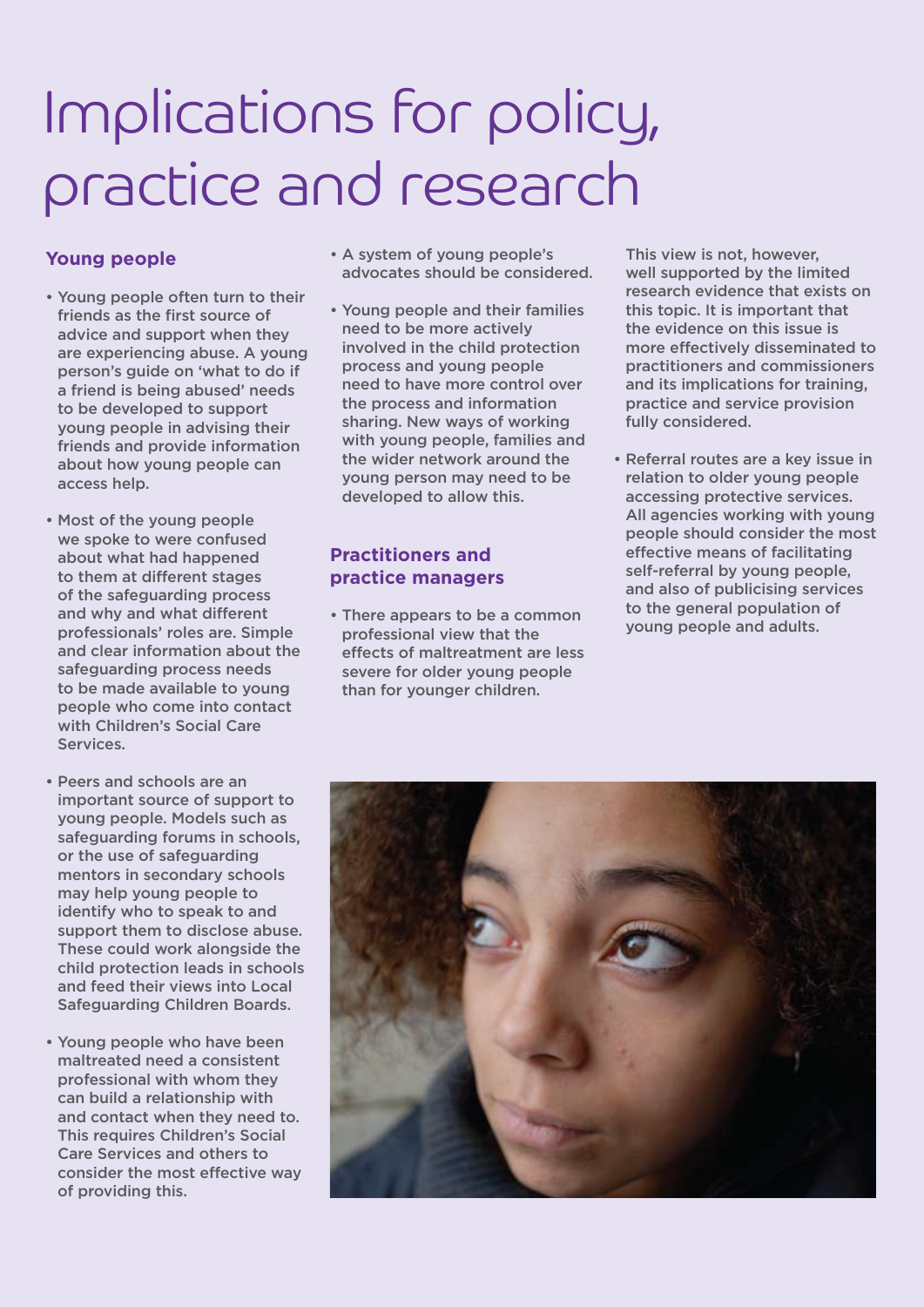# Implications for policy, practice and research

## Young people

- Young people often turn to their friends as the first source of advice and support when they are experiencing abuse. A young person's guide on 'what to do if a friend is being abused' needs to be developed to support young people in advising their friends and provide information about how young people can access help.

- Most of the young people we spoke to were confused about what had happened to them at different stages of the safeguarding process and why and what different professionals' roles are. Simple and clear information about the safeguarding process needs to be made available to young people who come into contact with Children's Social Care Services.

- Peers and schools are an important source of support to young people. Models such as safeguarding forums in schools, or the use of safeguarding mentors in secondary schools may help young people to identify who to speak to and support them to disclose abuse. These could work alongside the child protection leads in schools and feed their views into Local Safeguarding Children Boards.

- Young people who have been maltreated need a consistent professional with whom they can build a relationship with and contact when they need to. This requires Children's Social Care Services and others to consider the most effective way of providing this.

- A system of young people's advocates should be considered.

- Young people and their families need to be more actively involved in the child protection process and young people need to have more control over the process and information sharing. New ways of working with young people, families and the wider network around the young person may need to be developed to allow this.

## Practitioners and practice managers

- There appears to be a common professional view that the effects of maltreatment are less severe for older young people than for younger children. This view is not, however, well supported by the limited research evidence that exists on this topic. It is important that the evidence on this issue is more effectively disseminated to practitioners and commissioners and its implications for training, practice and service provision fully considered.

- Referral routes are a key issue in relation to older young people accessing protective services. All agencies working with young people should consider the most effective means of facilitating self-referral by young people, and also of publicising services to the general population of young people and adults.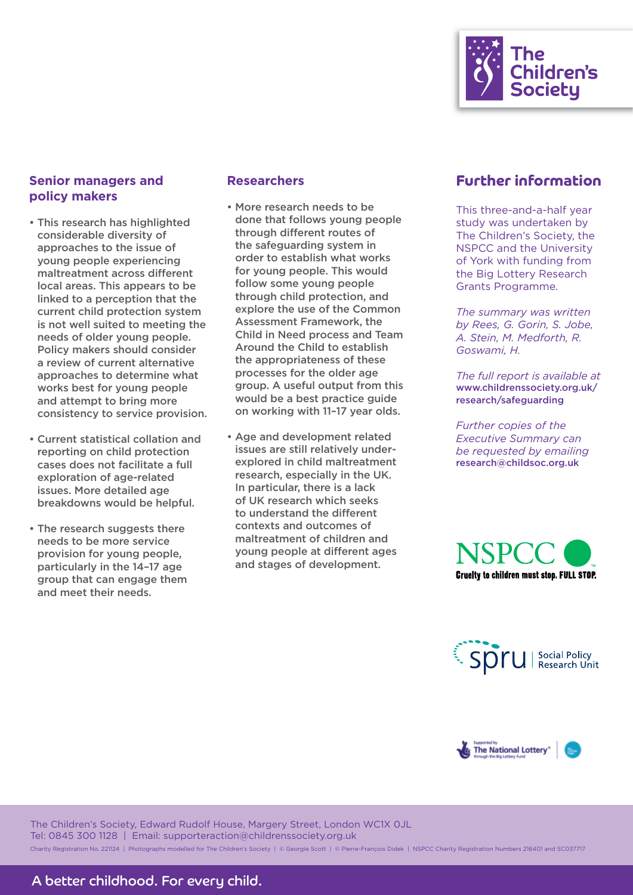## Senior managers and policy makers

- This research has highlighted considerable diversity of approaches to the issue of young people experiencing maltreatment across different local areas. This appears to be linked to a perception that the current child protection system is not well suited to meeting the needs of older young people. Policy makers should consider a review of current alternative approaches to determine what works best for young people and attempt to bring more consistency to service provision.
- Current statistical collation and reporting on child protection cases does not facilitate a full exploration of age-related issues. More detailed age breakdowns would be helpful.
- The research suggests there needs to be more service provision for young people, particularly in the 14–17 age group that can engage them and meet their needs.

## Researchers

- More research needs to be done that follows young people through different routes of the safeguarding system in order to establish what works for young people. This would follow some young people through child protection, and explore the use of the Common Assessment Framework, the Child in Need process and Team Around the Child to establish the appropriateness of these processes for the older age group. A useful output from this would be a best practice guide on working with 11–17 year olds.
- Age and development related issues are still relatively under-explored in child maltreatment research, especially in the UK. In particular, there is a lack of UK research which seeks to understand the different contexts and outcomes of maltreatment of children and young people at different ages and stages of development.

## Further information

This three-and-a-half year study was undertaken by The Children's Society, the NSPCC and the University of York with funding from the Big Lottery Research Grants Programme.

*The summary was written by Rees, G. Gorin, S. Jobe, A. Stein, M. Medforth, R. Goswami, H.*

*The full report is available at* **www.childrenssociety.org.uk/research/safeguarding**

*Further copies of the Executive Summary can be requested by emailing* **research@childsoc.org.uk**

NSPCC
Cruelty to children must stop. FULL STOP.

spru | Social Policy Research Unit

Supported by The National Lottery® through the Big Lottery Fund

The Children's Society, Edward Rudolf House, Margery Street, London WC1X 0JL
Tel: 0845 300 1128 | Email: supporteraction@childrenssociety.org.uk

Charity Registration No. 221124 | Photographs modelled for The Children's Society | © Georgie Scott | © Pierre-François Didek | NSPCC Charity Registration Numbers 216401 and SC037717

A better childhood. For every child.